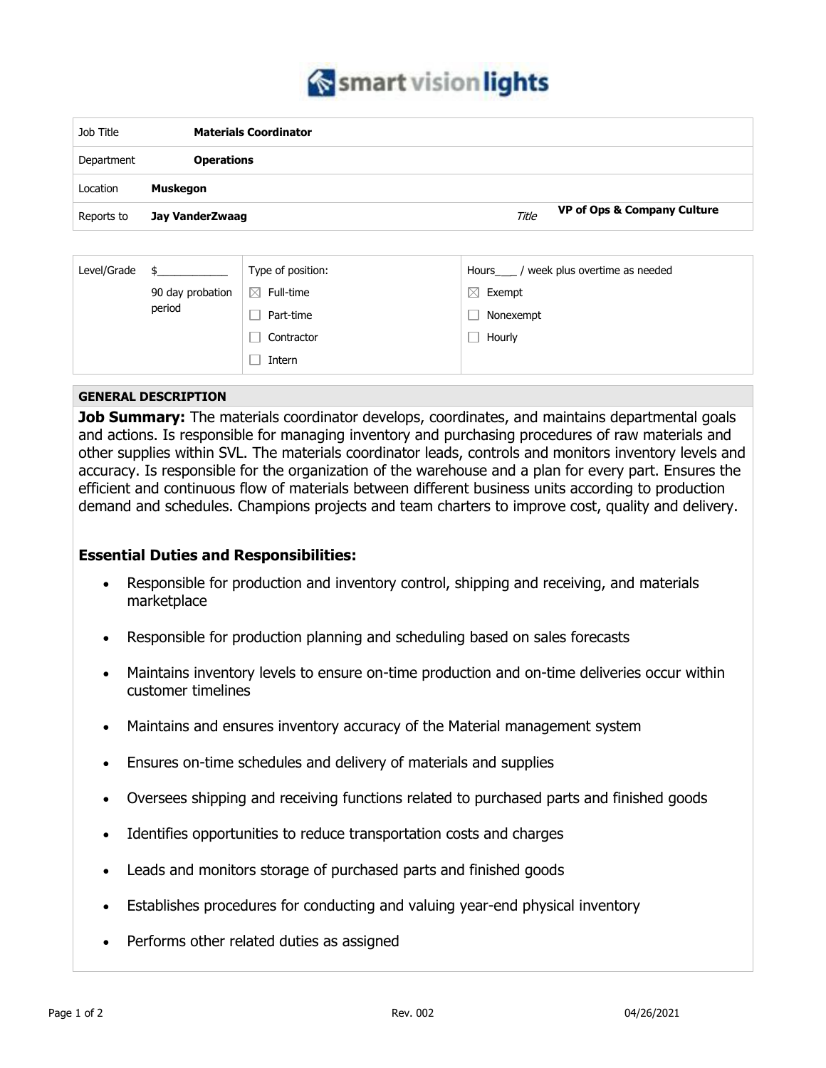smart vision lights

| Job Title | Materials Coordinator | | |
|---|---|---|---|
| Department | Operations | | |
| Location | Muskegon | | |
| Reports to | Jay VanderZwaag | *Title* | VP of Ops & Company Culture |

| Level/Grade | $\_\_\_\_\_\_\_\_\_\_\_\_ 90 day probation period | Type of position: | Hours\_\_\_ / week plus overtime as needed |
|---|---|---|---|
| | | ☒ Full-time | ☒ Exempt |
| | | ☐ Part-time | ☐ Nonexempt |
| | | ☐ Contractor | ☐ Hourly |
| | | ☐ Intern | |

## GENERAL DESCRIPTION

**Job Summary:** The materials coordinator develops, coordinates, and maintains departmental goals and actions. Is responsible for managing inventory and purchasing procedures of raw materials and other supplies within SVL. The materials coordinator leads, controls and monitors inventory levels and accuracy. Is responsible for the organization of the warehouse and a plan for every part. Ensures the efficient and continuous flow of materials between different business units according to production demand and schedules. Champions projects and team charters to improve cost, quality and delivery.

### Essential Duties and Responsibilities:

- Responsible for production and inventory control, shipping and receiving, and materials marketplace
- Responsible for production planning and scheduling based on sales forecasts
- Maintains inventory levels to ensure on-time production and on-time deliveries occur within customer timelines
- Maintains and ensures inventory accuracy of the Material management system
- Ensures on-time schedules and delivery of materials and supplies
- Oversees shipping and receiving functions related to purchased parts and finished goods
- Identifies opportunities to reduce transportation costs and charges
- Leads and monitors storage of purchased parts and finished goods
- Establishes procedures for conducting and valuing year-end physical inventory
- Performs other related duties as assigned

Rev. 002 04/26/2021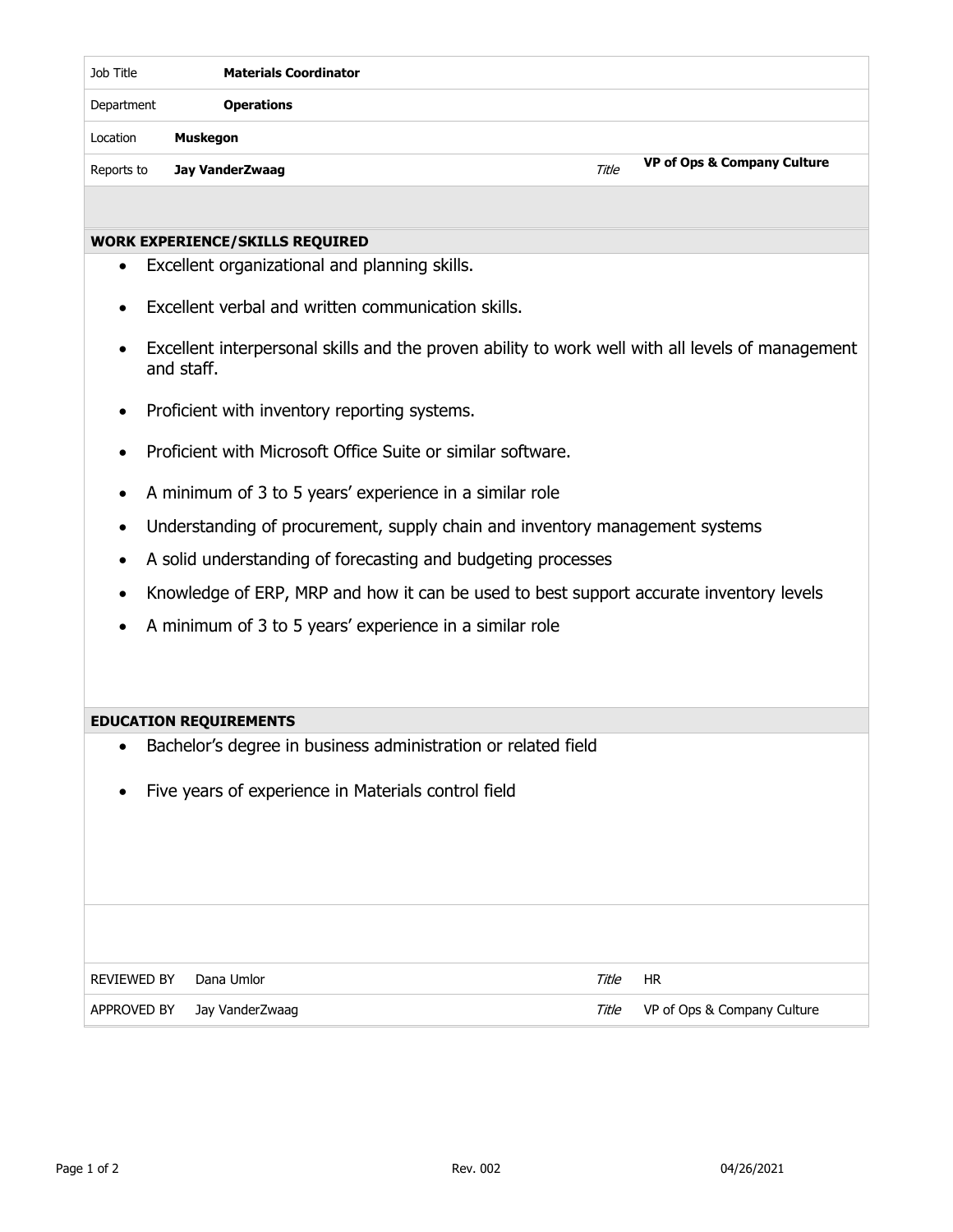| | | | |
|---|---|---|---|
| Job Title | **Materials Coordinator** | | |
| Department | **Operations** | | |
| Location | **Muskegon** | | |
| Reports to | **Jay VanderZwaag** | *Title* | **VP of Ops & Company Culture** |

## WORK EXPERIENCE/SKILLS REQUIRED

- Excellent organizational and planning skills.
- Excellent verbal and written communication skills.
- Excellent interpersonal skills and the proven ability to work well with all levels of management and staff.
- Proficient with inventory reporting systems.
- Proficient with Microsoft Office Suite or similar software.
- A minimum of 3 to 5 years' experience in a similar role
- Understanding of procurement, supply chain and inventory management systems
- A solid understanding of forecasting and budgeting processes
- Knowledge of ERP, MRP and how it can be used to best support accurate inventory levels
- A minimum of 3 to 5 years' experience in a similar role

## EDUCATION REQUIREMENTS

- Bachelor's degree in business administration or related field
- Five years of experience in Materials control field

| | | | |
|---|---|---|---|
| REVIEWED BY | Dana Umlor | *Title* | HR |
| APPROVED BY | Jay VanderZwaag | *Title* | VP of Ops & Company Culture |

Rev. 002 04/26/2021